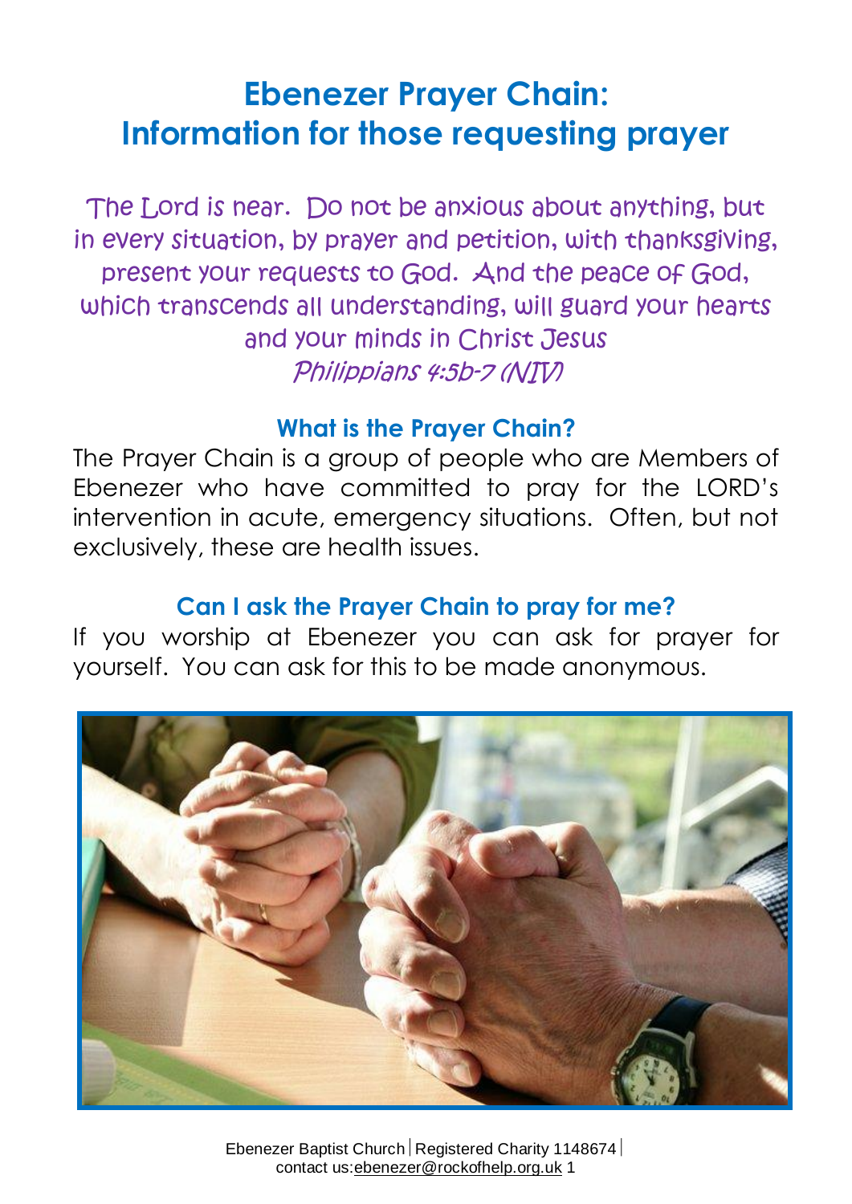# Ebenezer Prayer Chain: Information for those requesting prayer

*The Lord is near. Do not be anxious about anything, but in every situation, by prayer and petition, with thanksgiving, present your requests to God. And the peace of God, which transcends all understanding, will guard your hearts and your minds in Christ Jesus*
*Philippians 4:5b-7 (NIV)*

## What is the Prayer Chain?

The Prayer Chain is a group of people who are Members of Ebenezer who have committed to pray for the LORD's intervention in acute, emergency situations. Often, but not exclusively, these are health issues.

## Can I ask the Prayer Chain to pray for me?

If you worship at Ebenezer you can ask for prayer for yourself. You can ask for this to be made anonymous.

Ebenezer Baptist Church | Registered Charity 1148674 | contact us: ebenezer@rockofhelp.org.uk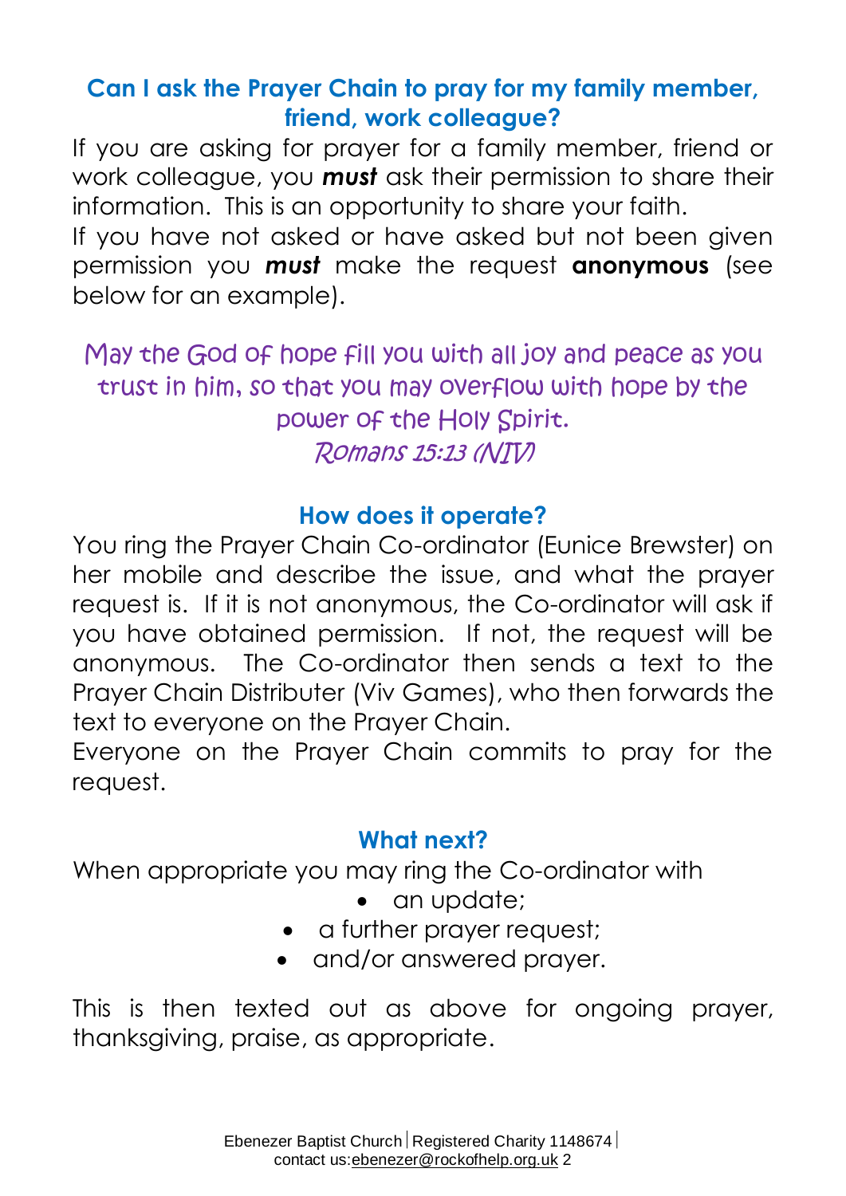## Can I ask the Prayer Chain to pray for my family member, friend, work colleague?

If you are asking for prayer for a family member, friend or work colleague, you ***must*** ask their permission to share their information. This is an opportunity to share your faith.
If you have not asked or have asked but not been given permission you ***must*** make the request **anonymous** (see below for an example).

May the God of hope fill you with all joy and peace as you trust in him, so that you may overflow with hope by the power of the Holy Spirit.
*Romans 15:13 (NIV)*

## How does it operate?

You ring the Prayer Chain Co-ordinator (Eunice Brewster) on her mobile and describe the issue, and what the prayer request is. If it is not anonymous, the Co-ordinator will ask if you have obtained permission. If not, the request will be anonymous. The Co-ordinator then sends a text to the Prayer Chain Distributer (Viv Games), who then forwards the text to everyone on the Prayer Chain.
Everyone on the Prayer Chain commits to pray for the request.

## What next?

When appropriate you may ring the Co-ordinator with

- an update;
- a further prayer request;
- and/or answered prayer.

This is then texted out as above for ongoing prayer, thanksgiving, praise, as appropriate.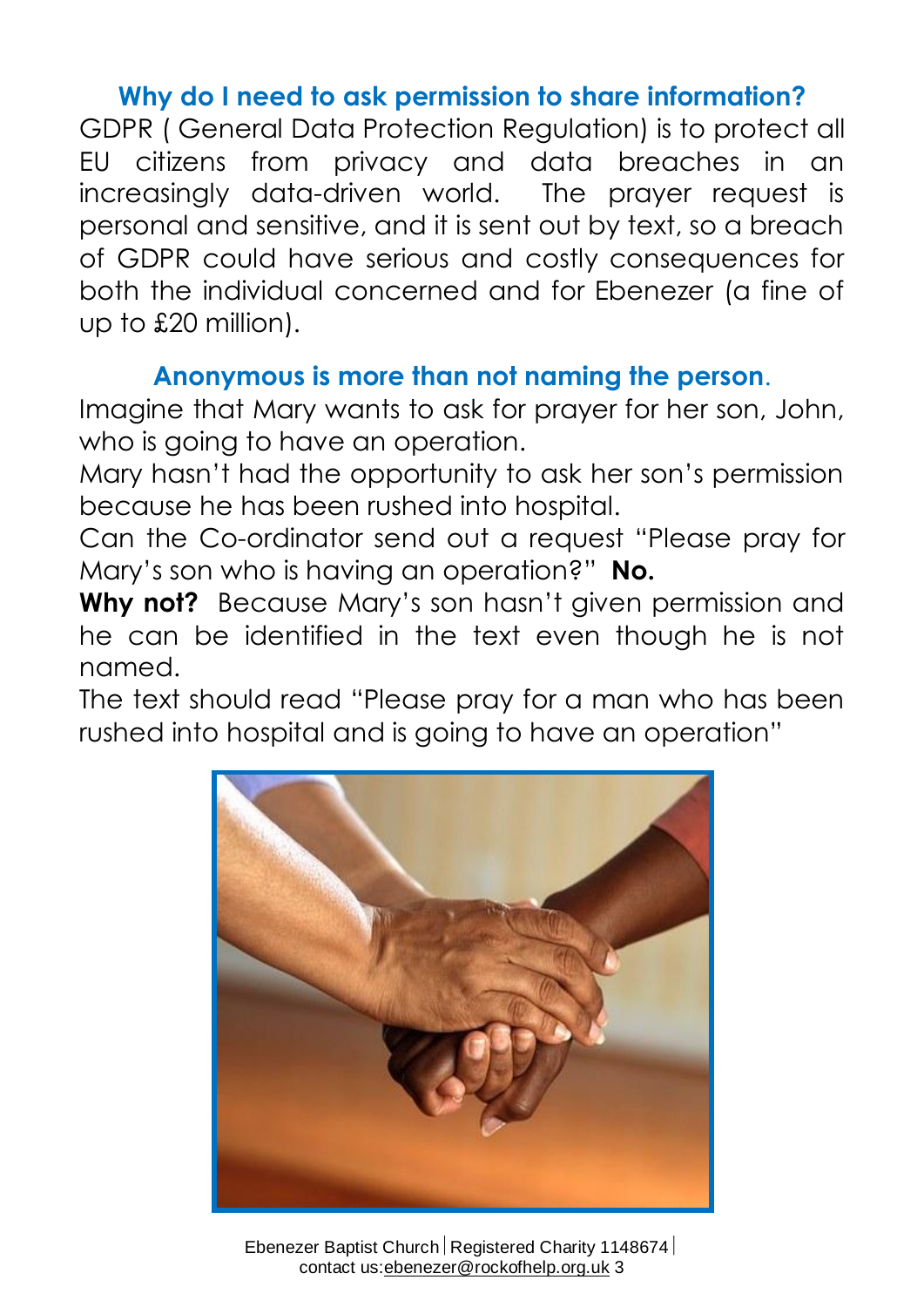### Why do I need to ask permission to share information?

GDPR ( General Data Protection Regulation) is to protect all EU citizens from privacy and data breaches in an increasingly data-driven world. The prayer request is personal and sensitive, and it is sent out by text, so a breach of GDPR could have serious and costly consequences for both the individual concerned and for Ebenezer (a fine of up to £20 million).

### Anonymous is more than not naming the person.

Imagine that Mary wants to ask for prayer for her son, John, who is going to have an operation.

Mary hasn't had the opportunity to ask her son's permission because he has been rushed into hospital.

Can the Co-ordinator send out a request "Please pray for Mary's son who is having an operation?" **No.**

**Why not?** Because Mary's son hasn't given permission and he can be identified in the text even though he is not named.

The text should read "Please pray for a man who has been rushed into hospital and is going to have an operation"

Ebenezer Baptist Church | Registered Charity 1148674 | contact us:ebenezer@rockofhelp.org.uk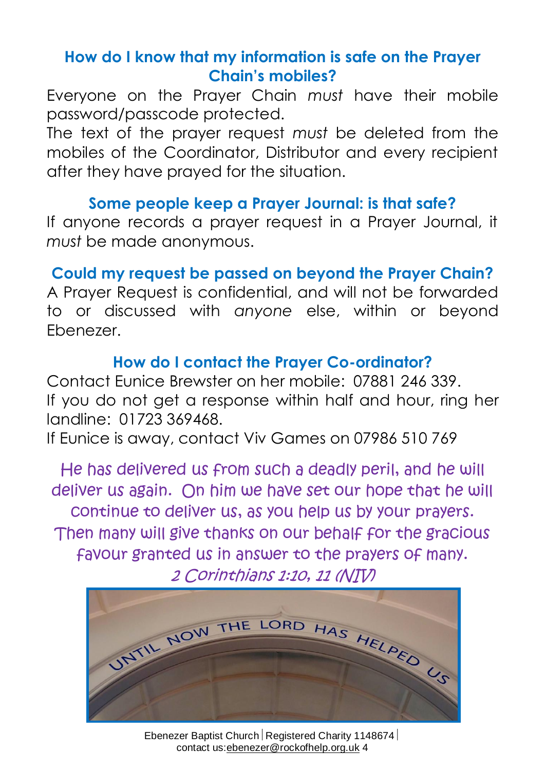## How do I know that my information is safe on the Prayer Chain's mobiles?

Everyone on the Prayer Chain *must* have their mobile password/passcode protected.
The text of the prayer request *must* be deleted from the mobiles of the Coordinator, Distributor and every recipient after they have prayed for the situation.

## Some people keep a Prayer Journal: is that safe?

If anyone records a prayer request in a Prayer Journal, it *must* be made anonymous.

## Could my request be passed on beyond the Prayer Chain?

A Prayer Request is confidential, and will not be forwarded to or discussed with *anyone* else, within or beyond Ebenezer.

## How do I contact the Prayer Co-ordinator?

Contact Eunice Brewster on her mobile: 07881 246 339.
If you do not get a response within half and hour, ring her landline: 01723 369468.
If Eunice is away, contact Viv Games on 07986 510 769

He has delivered us from such a deadly peril, and he will deliver us again. On him we have set our hope that he will continue to deliver us, as you help us by your prayers. Then many will give thanks on our behalf for the gracious favour granted us in answer to the prayers of many.
*2 Corinthians 1:10, 11 (NIV)*

UNTIL NOW THE LORD HAS HELPED US

Ebenezer Baptist Church | Registered Charity 1148674 |
contact us: ebenezer@rockofhelp.org.uk